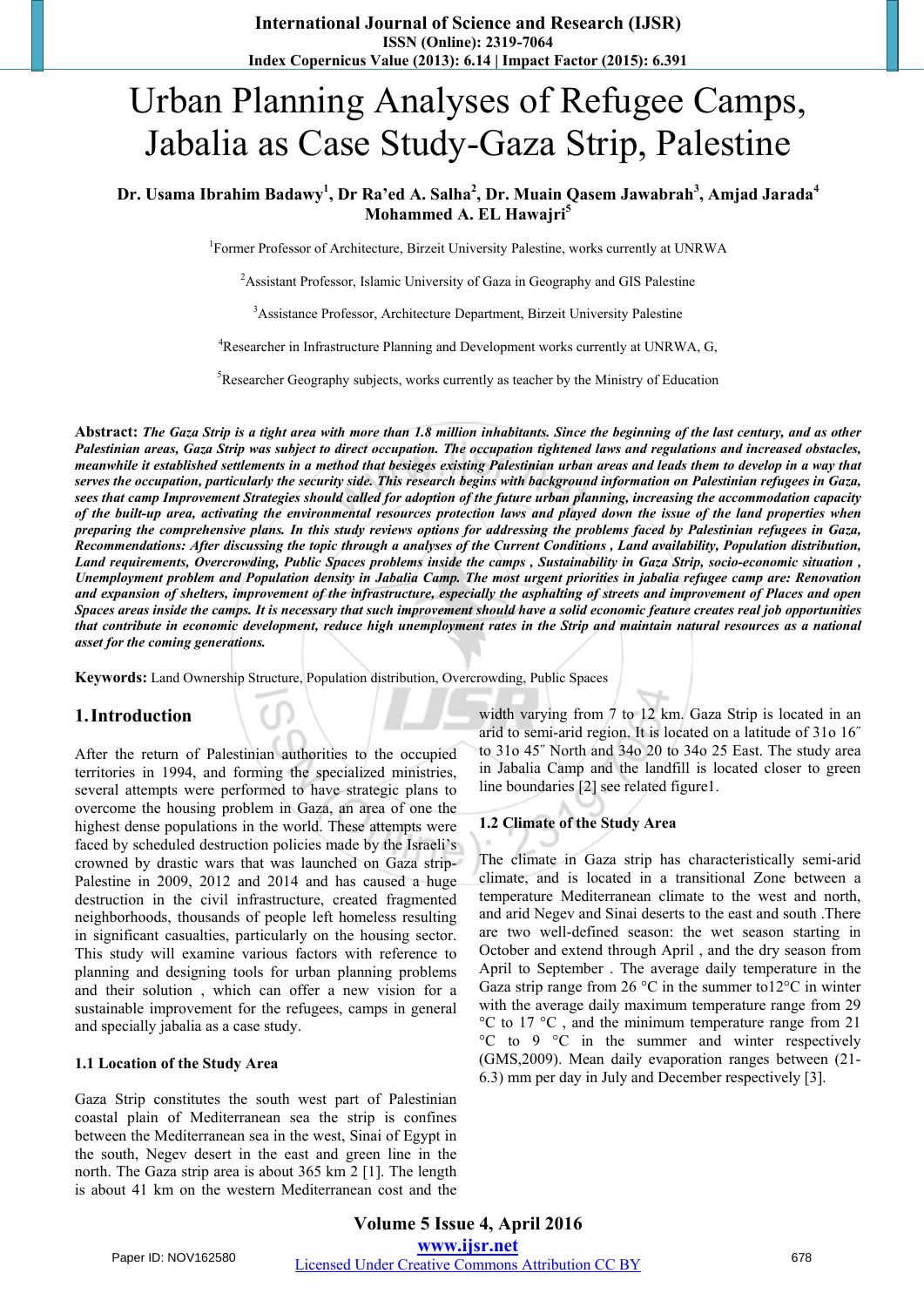# Urban Planning Analyses of Refugee Camps, Jabalia as Case Study-Gaza Strip, Palestine

**Dr. Usama Ibrahim Badawy[1], Dr Ra'ed A. Salha[2], Dr. Muain Qasem Jawabrah[3], Amjad Jarada[4] Mohammed A. EL Hawajri[5]**

[1]Former Professor of Architecture, Birzeit University Palestine, works currently at UNRWA

[2]Assistant Professor, Islamic University of Gaza in Geography and GIS Palestine

[3]Assistance Professor, Architecture Department, Birzeit University Palestine

[4]Researcher in Infrastructure Planning and Development works currently at UNRWA, G,

[5]Researcher Geography subjects, works currently as teacher by the Ministry of Education

**Abstract:** ***The Gaza Strip is a tight area with more than 1.8 million inhabitants. Since the beginning of the last century, and as other Palestinian areas, Gaza Strip was subject to direct occupation. The occupation tightened laws and regulations and increased obstacles, meanwhile it established settlements in a method that besieges existing Palestinian urban areas and leads them to develop in a way that serves the occupation, particularly the security side. This research begins with background information on Palestinian refugees in Gaza, sees that camp Improvement Strategies should called for adoption of the future urban planning, increasing the accommodation capacity of the built-up area, activating the environmental resources protection laws and played down the issue of the land properties when preparing the comprehensive plans. In this study reviews options for addressing the problems faced by Palestinian refugees in Gaza, Recommendations: After discussing the topic through a analyses of the Current Conditions , Land availability, Population distribution, Land requirements, Overcrowding, Public Spaces problems inside the camps , Sustainability in Gaza Strip, socio-economic situation , Unemployment problem and Population density in Jabalia Camp. The most urgent priorities in jabalia refugee camp are: Renovation and expansion of shelters, improvement of the infrastructure, especially the asphalting of streets and improvement of Places and open Spaces areas inside the camps. It is necessary that such improvement should have a solid economic feature creates real job opportunities that contribute in economic development, reduce high unemployment rates in the Strip and maintain natural resources as a national asset for the coming generations.***

**Keywords:** Land Ownership Structure, Population distribution, Overcrowding, Public Spaces

## 1. Introduction

After the return of Palestinian authorities to the occupied territories in 1994, and forming the specialized ministries, several attempts were performed to have strategic plans to overcome the housing problem in Gaza, an area of one the highest dense populations in the world. These attempts were faced by scheduled destruction policies made by the Israeli's crowned by drastic wars that was launched on Gaza strip-Palestine in 2009, 2012 and 2014 and has caused a huge destruction in the civil infrastructure, created fragmented neighborhoods, thousands of people left homeless resulting in significant casualties, particularly on the housing sector. This study will examine various factors with reference to planning and designing tools for urban planning problems and their solution , which can offer a new vision for a sustainable improvement for the refugees, camps in general and specially jabalia as a case study.

### 1.1 Location of the Study Area

Gaza Strip constitutes the south west part of Palestinian coastal plain of Mediterranean sea the strip is confines between the Mediterranean sea in the west, Sinai of Egypt in the south, Negev desert in the east and green line in the north. The Gaza strip area is about 365 km 2 [1]. The length is about 41 km on the western Mediterranean cost and the width varying from 7 to 12 km. Gaza Strip is located in an arid to semi-arid region. It is located on a latitude of 31o 16″ to 31o 45″ North and 34o 20 to 34o 25 East. The study area in Jabalia Camp and the landfill is located closer to green line boundaries [2] see related figure1.

### 1.2 Climate of the Study Area

The climate in Gaza strip has characteristically semi-arid climate, and is located in a transitional Zone between a temperature Mediterranean climate to the west and north, and arid Negev and Sinai deserts to the east and south .There are two well-defined season: the wet season starting in October and extend through April , and the dry season from April to September . The average daily temperature in the Gaza strip range from 26 °C in the summer to12°C in winter with the average daily maximum temperature range from 29 °C to 17 °C , and the minimum temperature range from 21 °C to 9 °C in the summer and winter respectively (GMS,2009). Mean daily evaporation ranges between (21-6.3) mm per day in July and December respectively [3].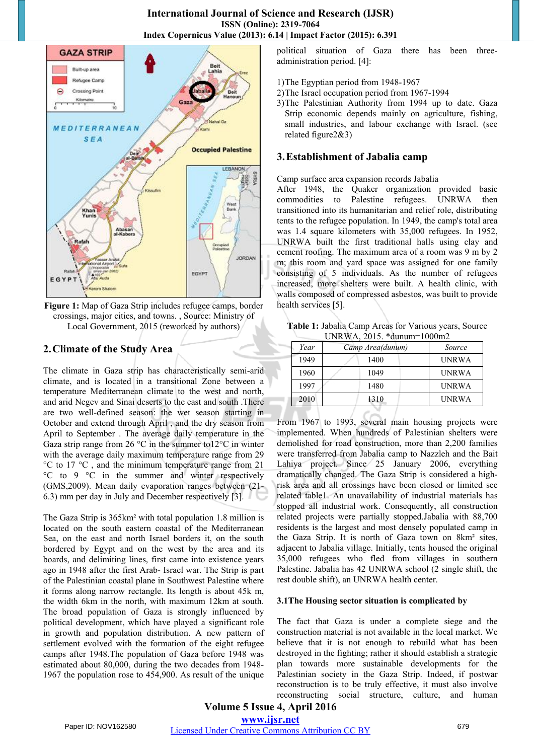Figure 1: Map of Gaza Strip includes refugee camps, border crossings, major cities, and towns. , Source: Ministry of Local Government, 2015 (reworked by authors)

## 2. Climate of the Study Area

The climate in Gaza strip has characteristically semi-arid climate, and is located in a transitional Zone between a temperature Mediterranean climate to the west and north, and arid Negev and Sinai deserts to the east and south .There are two well-defined season: the wet season starting in October and extend through April , and the dry season from April to September . The average daily temperature in the Gaza strip range from 26 °C in the summer to12°C in winter with the average daily maximum temperature range from 29 °C to 17 °C , and the minimum temperature range from 21 °C to 9 °C in the summer and winter respectively (GMS,2009). Mean daily evaporation ranges between (21-6.3) mm per day in July and December respectively [3].

The Gaza Strip is 365km² with total population 1.8 million is located on the south eastern coastal of the Mediterranean Sea, on the east and north Israel borders it, on the south bordered by Egypt and on the west by the area and its boards, and delimiting lines, first came into existence years ago in 1948 after the first Arab- Israel war. The Strip is part of the Palestinian coastal plane in Southwest Palestine where it forms along narrow rectangle. Its length is about 45k m, the width 6km in the north, with maximum 12km at south. The broad population of Gaza is strongly influenced by political development, which have played a significant role in growth and population distribution. A new pattern of settlement evolved with the formation of the eight refugee camps after 1948.The population of Gaza before 1948 was estimated about 80,000, during the two decades from 1948-1967 the population rose to 454,900. As result of the unique political situation of Gaza there has been three-administration period. [4]:

1)The Egyptian period from 1948-1967
2)The Israel occupation period from 1967-1994
3)The Palestinian Authority from 1994 up to date. Gaza Strip economic depends mainly on agriculture, fishing, small industries, and labour exchange with Israel. (see related figure2&3)

## 3. Establishment of Jabalia camp

Camp surface area expansion records Jabalia
After 1948, the Quaker organization provided basic commodities to Palestine refugees. UNRWA then transitioned into its humanitarian and relief role, distributing tents to the refugee population. In 1949, the camp's total area was 1.4 square kilometers with 35,000 refugees. In 1952, UNRWA built the first traditional halls using clay and cement roofing. The maximum area of a room was 9 m by 2 m; this room and yard space was assigned for one family consisting of 5 individuals. As the number of refugees increased, more shelters were built. A health clinic, with walls composed of compressed asbestos, was built to provide health services [5].

**Table 1:** Jabalia Camp Areas for Various years, Source UNRWA, 2015. *dunum=1000m2

| *Year* | *Camp Area(dunum)* | *Source* |
|---|---|---|
| 1949 | 1400 | UNRWA |
| 1960 | 1049 | UNRWA |
| 1997 | 1480 | UNRWA |
| 2010 | 1310 | UNRWA |

From 1967 to 1993, several main housing projects were implemented. When hundreds of Palestinian shelters were demolished for road construction, more than 2,200 families were transferred from Jabalia camp to Nazzleh and the Bait Lahiya project. Since 25 January 2006, everything dramatically changed. The Gaza Strip is considered a high-risk area and all crossings have been closed or limited see related table1. An unavailability of industrial materials has stopped all industrial work. Consequently, all construction related projects were partially stopped.Jabalia with 88,700 residents is the largest and most densely populated camp in the Gaza Strip. It is north of Gaza town on 8km² sites, adjacent to Jabalia village. Initially, tents housed the original 35,000 refugees who fled from villages in southern Palestine. Jabalia has 42 UNRWA school (2 single shift, the rest double shift), an UNRWA health center.

### 3.1The Housing sector situation is complicated by

The fact that Gaza is under a complete siege and the construction material is not available in the local market. We believe that it is not enough to rebuild what has been destroyed in the fighting; rather it should establish a strategic plan towards more sustainable developments for the Palestinian society in the Gaza Strip. Indeed, if postwar reconstruction is to be truly effective, it must also involve reconstructing social structure, culture, and human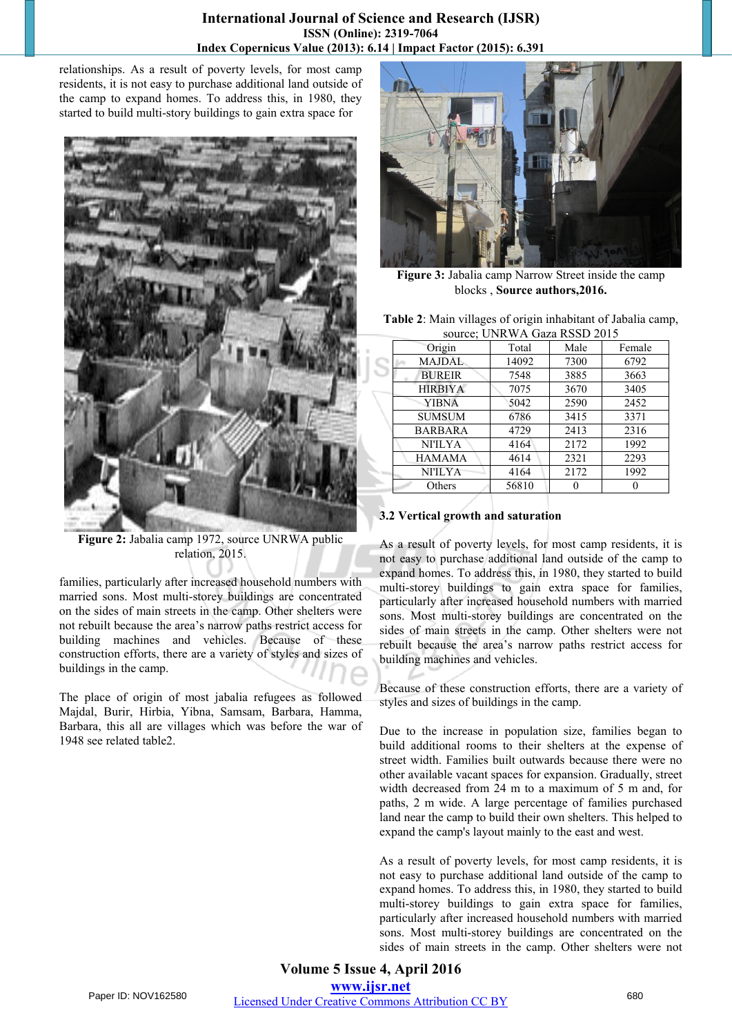relationships. As a result of poverty levels, for most camp residents, it is not easy to purchase additional land outside of the camp to expand homes. To address this, in 1980, they started to build multi-story buildings to gain extra space for

**Figure 2:** Jabalia camp 1972, source UNRWA public relation, 2015.

families, particularly after increased household numbers with married sons. Most multi-storey buildings are concentrated on the sides of main streets in the camp. Other shelters were not rebuilt because the area's narrow paths restrict access for building machines and vehicles. Because of these construction efforts, there are a variety of styles and sizes of buildings in the camp.

The place of origin of most jabalia refugees as followed Majdal, Burir, Hirbia, Yibna, Samsam, Barbara, Hamma, Barbara, this all are villages which was before the war of 1948 see related table2.

**Figure 3:** Jabalia camp Narrow Street inside the camp blocks , **Source authors,2016.**

**Table 2**: Main villages of origin inhabitant of Jabalia camp, source; UNRWA Gaza RSSD 2015

| Origin | Total | Male | Female |
|---|---|---|---|
| MAJDAL | 14092 | 7300 | 6792 |
| BUREIR | 7548 | 3885 | 3663 |
| HIRBIYA | 7075 | 3670 | 3405 |
| YIBNA | 5042 | 2590 | 2452 |
| SUMSUM | 6786 | 3415 | 3371 |
| BARBARA | 4729 | 2413 | 2316 |
| NI'ILYA | 4164 | 2172 | 1992 |
| HAMAMA | 4614 | 2321 | 2293 |
| NI'ILYA | 4164 | 2172 | 1992 |
| Others | 56810 | 0 | 0 |

### 3.2 Vertical growth and saturation

As a result of poverty levels, for most camp residents, it is not easy to purchase additional land outside of the camp to expand homes. To address this, in 1980, they started to build multi-storey buildings to gain extra space for families, particularly after increased household numbers with married sons. Most multi-storey buildings are concentrated on the sides of main streets in the camp. Other shelters were not rebuilt because the area's narrow paths restrict access for building machines and vehicles.

Because of these construction efforts, there are a variety of styles and sizes of buildings in the camp.

Due to the increase in population size, families began to build additional rooms to their shelters at the expense of street width. Families built outwards because there were no other available vacant spaces for expansion. Gradually, street width decreased from 24 m to a maximum of 5 m and, for paths, 2 m wide. A large percentage of families purchased land near the camp to build their own shelters. This helped to expand the camp's layout mainly to the east and west.

As a result of poverty levels, for most camp residents, it is not easy to purchase additional land outside of the camp to expand homes. To address this, in 1980, they started to build multi-storey buildings to gain extra space for families, particularly after increased household numbers with married sons. Most multi-storey buildings are concentrated on the sides of main streets in the camp. Other shelters were not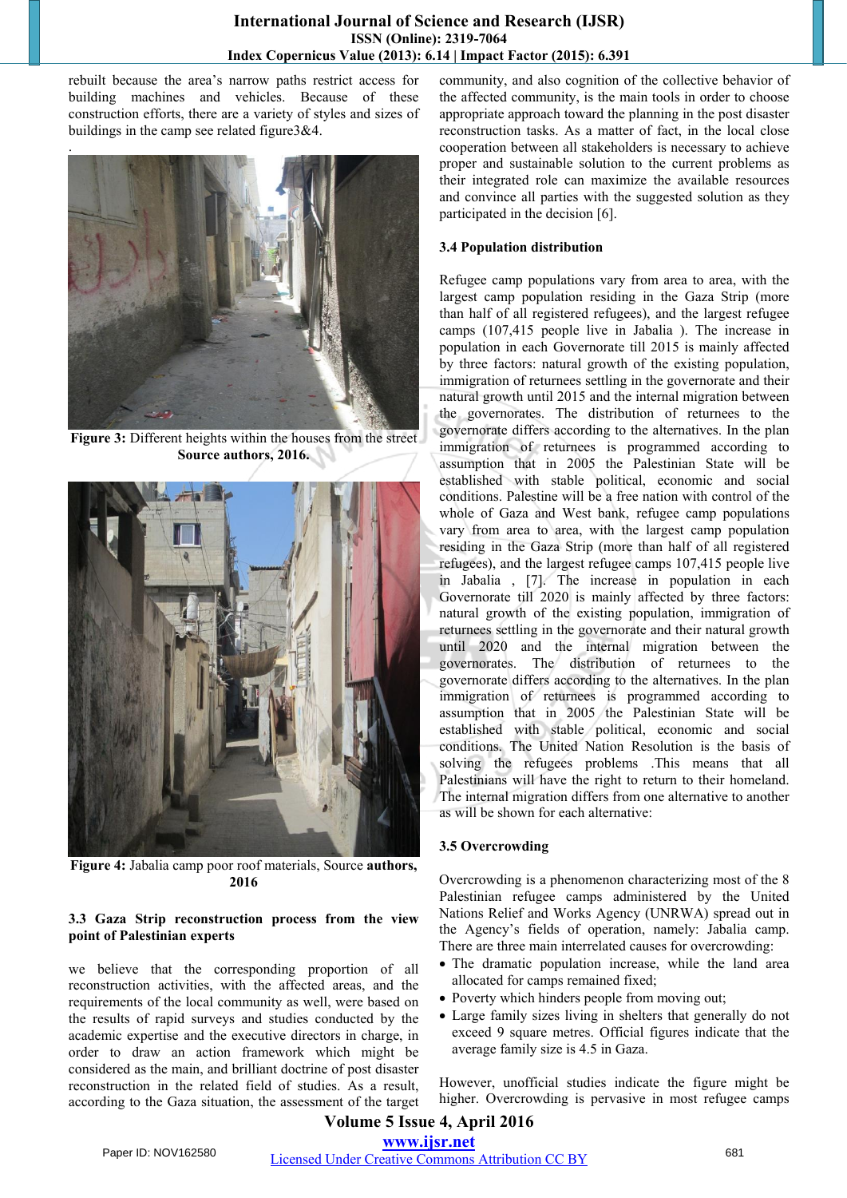rebuilt because the area's narrow paths restrict access for building machines and vehicles. Because of these construction efforts, there are a variety of styles and sizes of buildings in the camp see related figure3&4.

.

**Figure 3:** Different heights within the houses from the street **Source authors, 2016.**

**Figure 4:** Jabalia camp poor roof materials, Source **authors,** 2016

### 3.3 Gaza Strip reconstruction process from the view point of Palestinian experts

we believe that the corresponding proportion of all reconstruction activities, with the affected areas, and the requirements of the local community as well, were based on the results of rapid surveys and studies conducted by the academic expertise and the executive directors in charge, in order to draw an action framework which might be considered as the main, and brilliant doctrine of post disaster reconstruction in the related field of studies. As a result, according to the Gaza situation, the assessment of the target community, and also cognition of the collective behavior of the affected community, is the main tools in order to choose appropriate approach toward the planning in the post disaster reconstruction tasks. As a matter of fact, in the local close cooperation between all stakeholders is necessary to achieve proper and sustainable solution to the current problems as their integrated role can maximize the available resources and convince all parties with the suggested solution as they participated in the decision [6].

### 3.4 Population distribution

Refugee camp populations vary from area to area, with the largest camp population residing in the Gaza Strip (more than half of all registered refugees), and the largest refugee camps (107,415 people live in Jabalia ). The increase in population in each Governorate till 2015 is mainly affected by three factors: natural growth of the existing population, immigration of returnees settling in the governorate and their natural growth until 2015 and the internal migration between the governorates. The distribution of returnees to the governorate differs according to the alternatives. In the plan immigration of returnees is programmed according to assumption that in 2005 the Palestinian State will be established with stable political, economic and social conditions. Palestine will be a free nation with control of the whole of Gaza and West bank, refugee camp populations vary from area to area, with the largest camp population residing in the Gaza Strip (more than half of all registered refugees), and the largest refugee camps 107,415 people live in Jabalia , [7]. The increase in population in each Governorate till 2020 is mainly affected by three factors: natural growth of the existing population, immigration of returnees settling in the governorate and their natural growth until 2020 and the internal migration between the governorates. The distribution of returnees to the governorate differs according to the alternatives. In the plan immigration of returnees is programmed according to assumption that in 2005 the Palestinian State will be established with stable political, economic and social conditions. The United Nation Resolution is the basis of solving the refugees problems .This means that all Palestinians will have the right to return to their homeland. The internal migration differs from one alternative to another as will be shown for each alternative:

### 3.5 Overcrowding

Overcrowding is a phenomenon characterizing most of the 8 Palestinian refugee camps administered by the United Nations Relief and Works Agency (UNRWA) spread out in the Agency's fields of operation, namely: Jabalia camp. There are three main interrelated causes for overcrowding:

- The dramatic population increase, while the land area allocated for camps remained fixed;
- Poverty which hinders people from moving out;
- Large family sizes living in shelters that generally do not exceed 9 square metres. Official figures indicate that the average family size is 4.5 in Gaza.

However, unofficial studies indicate the figure might be higher. Overcrowding is pervasive in most refugee camps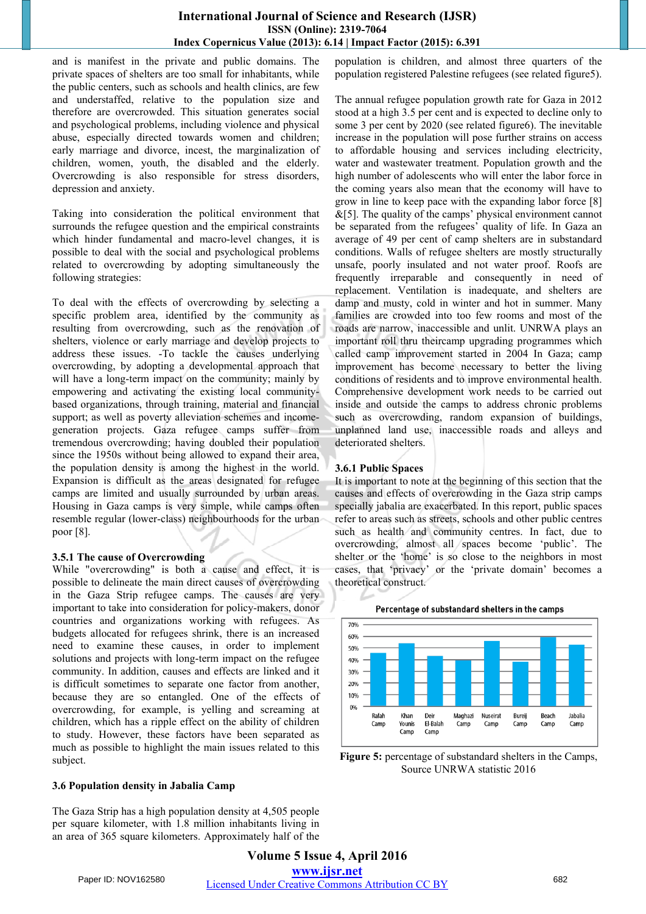and is manifest in the private and public domains. The private spaces of shelters are too small for inhabitants, while the public centers, such as schools and health clinics, are few and understaffed, relative to the population size and therefore are overcrowded. This situation generates social and psychological problems, including violence and physical abuse, especially directed towards women and children; early marriage and divorce, incest, the marginalization of children, women, youth, the disabled and the elderly. Overcrowding is also responsible for stress disorders, depression and anxiety.

Taking into consideration the political environment that surrounds the refugee question and the empirical constraints which hinder fundamental and macro-level changes, it is possible to deal with the social and psychological problems related to overcrowding by adopting simultaneously the following strategies:

To deal with the effects of overcrowding by selecting a specific problem area, identified by the community as resulting from overcrowding, such as the renovation of shelters, violence or early marriage and develop projects to address these issues. -To tackle the causes underlying overcrowding, by adopting a developmental approach that will have a long-term impact on the community; mainly by empowering and activating the existing local community-based organizations, through training, material and financial support; as well as poverty alleviation schemes and income-generation projects. Gaza refugee camps suffer from tremendous overcrowding; having doubled their population since the 1950s without being allowed to expand their area, the population density is among the highest in the world. Expansion is difficult as the areas designated for refugee camps are limited and usually surrounded by urban areas. Housing in Gaza camps is very simple, while camps often resemble regular (lower-class) neighbourhoods for the urban poor [8].

### 3.5.1 The cause of Overcrowding

While "overcrowding" is both a cause and effect, it is possible to delineate the main direct causes of overcrowding in the Gaza Strip refugee camps. The causes are very important to take into consideration for policy-makers, donor countries and organizations working with refugees. As budgets allocated for refugees shrink, there is an increased need to examine these causes, in order to implement solutions and projects with long-term impact on the refugee community. In addition, causes and effects are linked and it is difficult sometimes to separate one factor from another, because they are so entangled. One of the effects of overcrowding, for example, is yelling and screaming at children, which has a ripple effect on the ability of children to study. However, these factors have been separated as much as possible to highlight the main issues related to this subject.

### 3.6 Population density in Jabalia Camp

The Gaza Strip has a high population density at 4,505 people per square kilometer, with 1.8 million inhabitants living in an area of 365 square kilometers. Approximately half of the population is children, and almost three quarters of the population registered Palestine refugees (see related figure5).

The annual refugee population growth rate for Gaza in 2012 stood at a high 3.5 per cent and is expected to decline only to some 3 per cent by 2020 (see related figure6). The inevitable increase in the population will pose further strains on access to affordable housing and services including electricity, water and wastewater treatment. Population growth and the high number of adolescents who will enter the labor force in the coming years also mean that the economy will have to grow in line to keep pace with the expanding labor force [8] &[5]. The quality of the camps' physical environment cannot be separated from the refugees' quality of life. In Gaza an average of 49 per cent of camp shelters are in substandard conditions. Walls of refugee shelters are mostly structurally unsafe, poorly insulated and not water proof. Roofs are frequently irreparable and consequently in need of replacement. Ventilation is inadequate, and shelters are damp and musty, cold in winter and hot in summer. Many families are crowded into too few rooms and most of the roads are narrow, inaccessible and unlit. UNRWA plays an important roll thru theircamp upgrading programmes which called camp improvement started in 2004 In Gaza; camp improvement has become necessary to better the living conditions of residents and to improve environmental health. Comprehensive development work needs to be carried out inside and outside the camps to address chronic problems such as overcrowding, random expansion of buildings, unplanned land use, inaccessible roads and alleys and deteriorated shelters.

### 3.6.1 Public Spaces

It is important to note at the beginning of this section that the causes and effects of overcrowding in the Gaza strip camps specially jabalia are exacerbated. In this report, public spaces refer to areas such as streets, schools and other public centres such as health and community centres. In fact, due to overcrowding, almost all spaces become 'public'. The shelter or the 'home' is so close to the neighbors in most cases, that 'privacy' or the 'private domain' becomes a theoretical construct.

**Figure 5:** percentage of substandard shelters in the Camps, Source UNRWA statistic 2016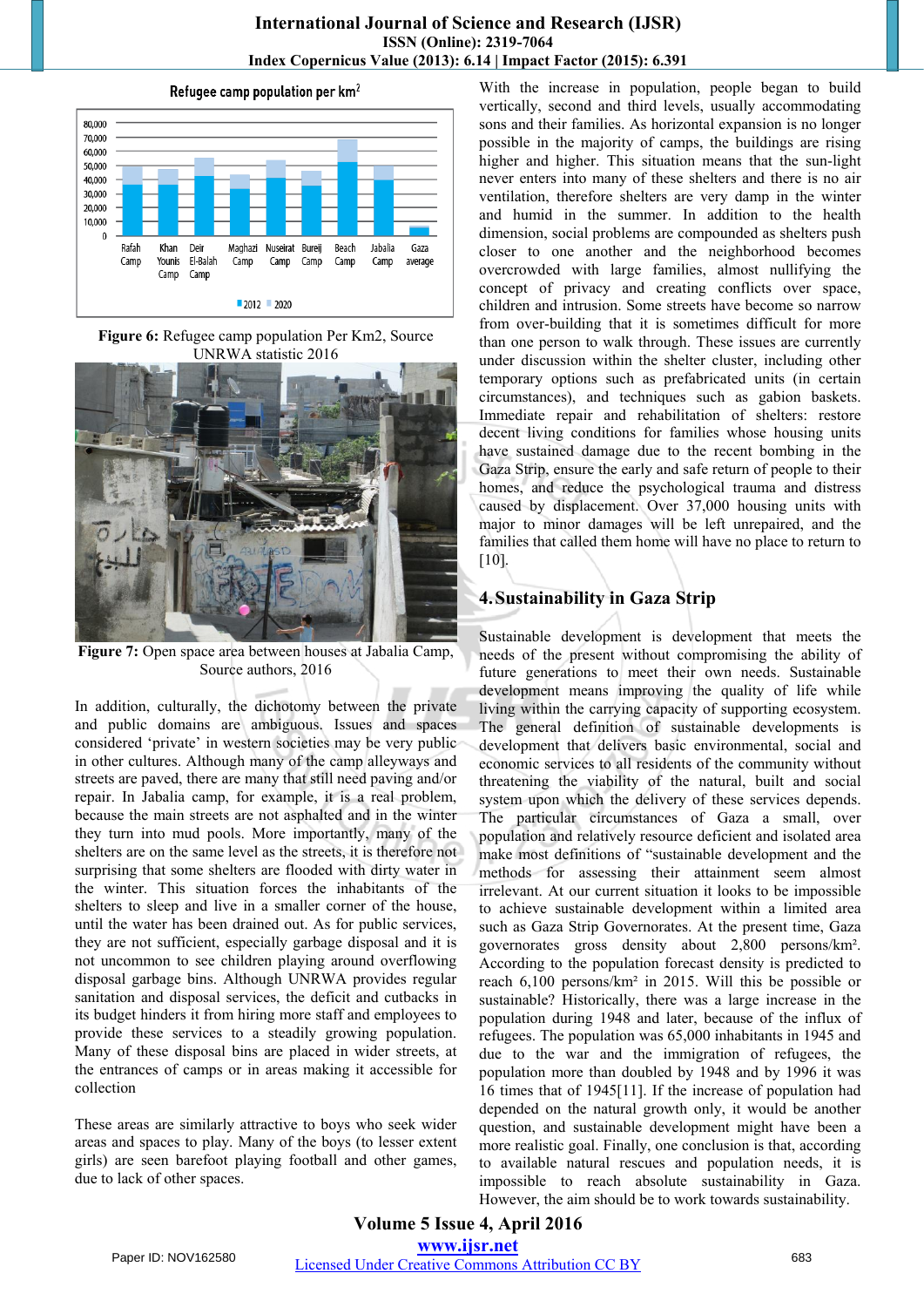**Figure 6:** Refugee camp population Per Km2, Source UNRWA statistic 2016

**Figure 7:** Open space area between houses at Jabalia Camp, Source authors, 2016

In addition, culturally, the dichotomy between the private and public domains are ambiguous. Issues and spaces considered 'private' in western societies may be very public in other cultures. Although many of the camp alleyways and streets are paved, there are many that still need paving and/or repair. In Jabalia camp, for example, it is a real problem, because the main streets are not asphalted and in the winter they turn into mud pools. More importantly, many of the shelters are on the same level as the streets, it is therefore not surprising that some shelters are flooded with dirty water in the winter. This situation forces the inhabitants of the shelters to sleep and live in a smaller corner of the house, until the water has been drained out. As for public services, they are not sufficient, especially garbage disposal and it is not uncommon to see children playing around overflowing disposal garbage bins. Although UNRWA provides regular sanitation and disposal services, the deficit and cutbacks in its budget hinders it from hiring more staff and employees to provide these services to a steadily growing population. Many of these disposal bins are placed in wider streets, at the entrances of camps or in areas making it accessible for collection

These areas are similarly attractive to boys who seek wider areas and spaces to play. Many of the boys (to lesser extent girls) are seen barefoot playing football and other games, due to lack of other spaces.

With the increase in population, people began to build vertically, second and third levels, usually accommodating sons and their families. As horizontal expansion is no longer possible in the majority of camps, the buildings are rising higher and higher. This situation means that the sun-light never enters into many of these shelters and there is no air ventilation, therefore shelters are very damp in the winter and humid in the summer. In addition to the health dimension, social problems are compounded as shelters push closer to one another and the neighborhood becomes overcrowded with large families, almost nullifying the concept of privacy and creating conflicts over space, children and intrusion. Some streets have become so narrow from over-building that it is sometimes difficult for more than one person to walk through. These issues are currently under discussion within the shelter cluster, including other temporary options such as prefabricated units (in certain circumstances), and techniques such as gabion baskets. Immediate repair and rehabilitation of shelters: restore decent living conditions for families whose housing units have sustained damage due to the recent bombing in the Gaza Strip, ensure the early and safe return of people to their homes, and reduce the psychological trauma and distress caused by displacement. Over 37,000 housing units with major to minor damages will be left unrepaired, and the families that called them home will have no place to return to [10].

## 4. Sustainability in Gaza Strip

Sustainable development is development that meets the needs of the present without compromising the ability of future generations to meet their own needs. Sustainable development means improving the quality of life while living within the carrying capacity of supporting ecosystem. The general definition of sustainable developments is development that delivers basic environmental, social and economic services to all residents of the community without threatening the viability of the natural, built and social system upon which the delivery of these services depends. The particular circumstances of Gaza a small, over population and relatively resource deficient and isolated area make most definitions of "sustainable development and the methods for assessing their attainment seem almost irrelevant. At our current situation it looks to be impossible to achieve sustainable development within a limited area such as Gaza Strip Governorates. At the present time, Gaza governorates gross density about 2,800 persons/km². According to the population forecast density is predicted to reach 6,100 persons/km² in 2015. Will this be possible or sustainable? Historically, there was a large increase in the population during 1948 and later, because of the influx of refugees. The population was 65,000 inhabitants in 1945 and due to the war and the immigration of refugees, the population more than doubled by 1948 and by 1996 it was 16 times that of 1945[11]. If the increase of population had depended on the natural growth only, it would be another question, and sustainable development might have been a more realistic goal. Finally, one conclusion is that, according to available natural rescues and population needs, it is impossible to reach absolute sustainability in Gaza. However, the aim should be to work towards sustainability.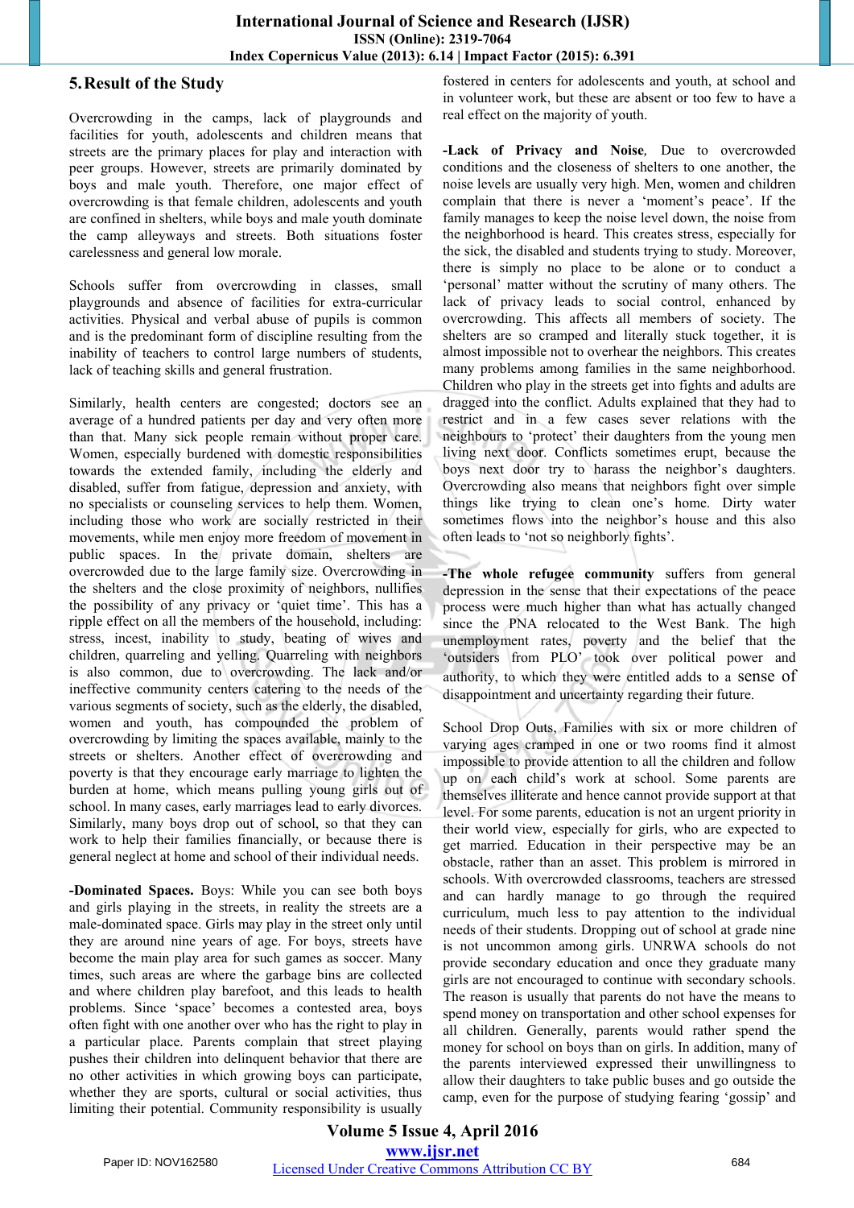## 5. Result of the Study

Overcrowding in the camps, lack of playgrounds and facilities for youth, adolescents and children means that streets are the primary places for play and interaction with peer groups. However, streets are primarily dominated by boys and male youth. Therefore, one major effect of overcrowding is that female children, adolescents and youth are confined in shelters, while boys and male youth dominate the camp alleyways and streets. Both situations foster carelessness and general low morale.

Schools suffer from overcrowding in classes, small playgrounds and absence of facilities for extra-curricular activities. Physical and verbal abuse of pupils is common and is the predominant form of discipline resulting from the inability of teachers to control large numbers of students, lack of teaching skills and general frustration.

Similarly, health centers are congested; doctors see an average of a hundred patients per day and very often more than that. Many sick people remain without proper care. Women, especially burdened with domestic responsibilities towards the extended family, including the elderly and disabled, suffer from fatigue, depression and anxiety, with no specialists or counseling services to help them. Women, including those who work are socially restricted in their movements, while men enjoy more freedom of movement in public spaces. In the private domain, shelters are overcrowded due to the large family size. Overcrowding in the shelters and the close proximity of neighbors, nullifies the possibility of any privacy or 'quiet time'. This has a ripple effect on all the members of the household, including: stress, incest, inability to study, beating of wives and children, quarreling and yelling. Quarreling with neighbors is also common, due to overcrowding. The lack and/or ineffective community centers catering to the needs of the various segments of society, such as the elderly, the disabled, women and youth, has compounded the problem of overcrowding by limiting the spaces available, mainly to the streets or shelters. Another effect of overcrowding and poverty is that they encourage early marriage to lighten the burden at home, which means pulling young girls out of school. In many cases, early marriages lead to early divorces. Similarly, many boys drop out of school, so that they can work to help their families financially, or because there is general neglect at home and school of their individual needs.

**-Dominated Spaces.** Boys: While you can see both boys and girls playing in the streets, in reality the streets are a male-dominated space. Girls may play in the street only until they are around nine years of age. For boys, streets have become the main play area for such games as soccer. Many times, such areas are where the garbage bins are collected and where children play barefoot, and this leads to health problems. Since 'space' becomes a contested area, boys often fight with one another over who has the right to play in a particular place. Parents complain that street playing pushes their children into delinquent behavior that there are no other activities in which growing boys can participate, whether they are sports, cultural or social activities, thus limiting their potential. Community responsibility is usually fostered in centers for adolescents and youth, at school and in volunteer work, but these are absent or too few to have a real effect on the majority of youth.

**-Lack of Privacy and Noise**, Due to overcrowded conditions and the closeness of shelters to one another, the noise levels are usually very high. Men, women and children complain that there is never a 'moment's peace'. If the family manages to keep the noise level down, the noise from the neighborhood is heard. This creates stress, especially for the sick, the disabled and students trying to study. Moreover, there is simply no place to be alone or to conduct a 'personal' matter without the scrutiny of many others. The lack of privacy leads to social control, enhanced by overcrowding. This affects all members of society. The shelters are so cramped and literally stuck together, it is almost impossible not to overhear the neighbors. This creates many problems among families in the same neighborhood. Children who play in the streets get into fights and adults are dragged into the conflict. Adults explained that they had to restrict and in a few cases sever relations with the neighbours to 'protect' their daughters from the young men living next door. Conflicts sometimes erupt, because the boys next door try to harass the neighbor's daughters. Overcrowding also means that neighbors fight over simple things like trying to clean one's home. Dirty water sometimes flows into the neighbor's house and this also often leads to 'not so neighborly fights'.

**-The whole refugee community** suffers from general depression in the sense that their expectations of the peace process were much higher than what has actually changed since the PNA relocated to the West Bank. The high unemployment rates, poverty and the belief that the 'outsiders from PLO' took over political power and authority, to which they were entitled adds to a sense of disappointment and uncertainty regarding their future.

School Drop Outs, Families with six or more children of varying ages cramped in one or two rooms find it almost impossible to provide attention to all the children and follow up on each child's work at school. Some parents are themselves illiterate and hence cannot provide support at that level. For some parents, education is not an urgent priority in their world view, especially for girls, who are expected to get married. Education in their perspective may be an obstacle, rather than an asset. This problem is mirrored in schools. With overcrowded classrooms, teachers are stressed and can hardly manage to go through the required curriculum, much less to pay attention to the individual needs of their students. Dropping out of school at grade nine is not uncommon among girls. UNRWA schools do not provide secondary education and once they graduate many girls are not encouraged to continue with secondary schools. The reason is usually that parents do not have the means to spend money on transportation and other school expenses for all children. Generally, parents would rather spend the money for school on boys than on girls. In addition, many of the parents interviewed expressed their unwillingness to allow their daughters to take public buses and go outside the camp, even for the purpose of studying fearing 'gossip' and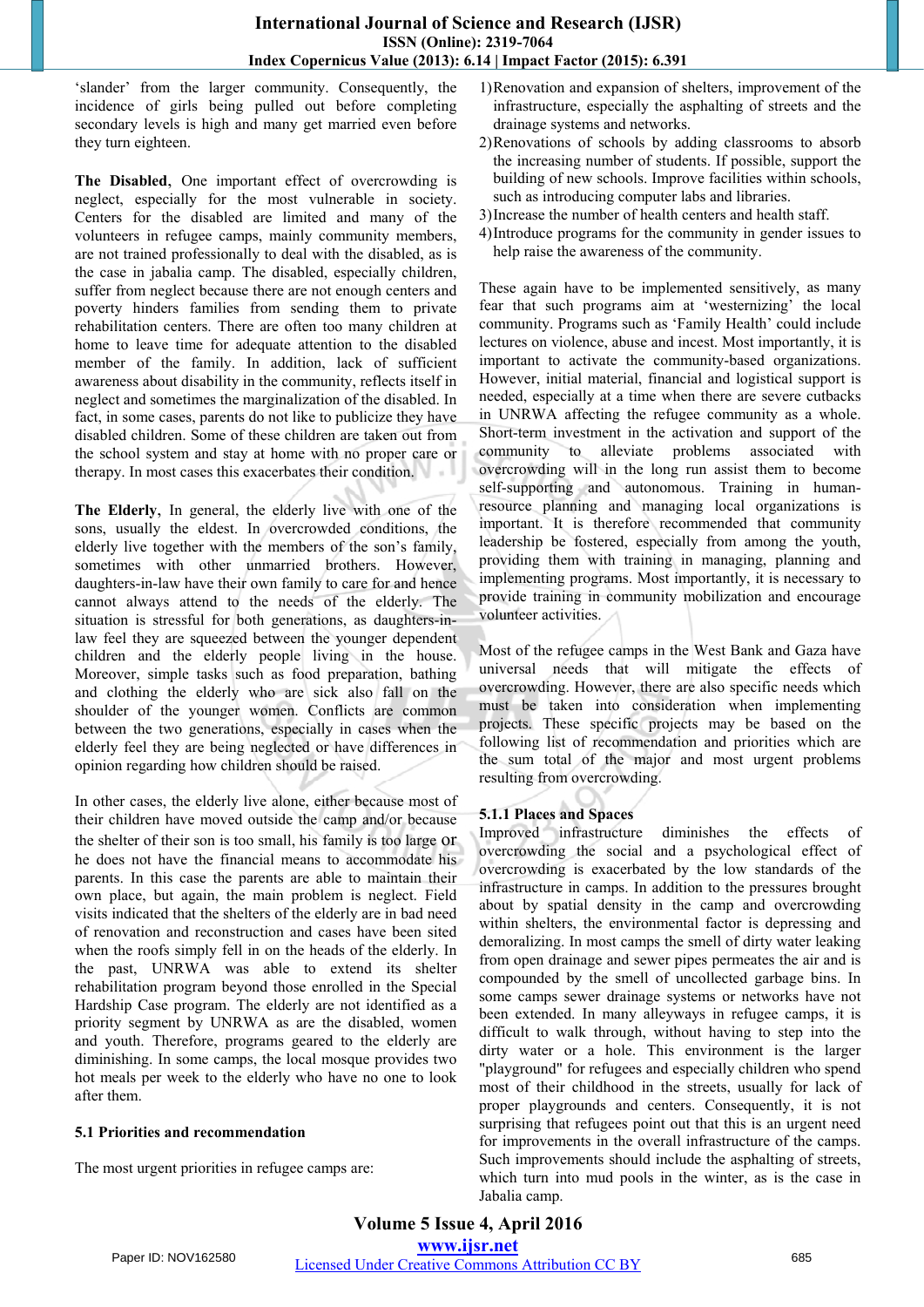'slander' from the larger community. Consequently, the incidence of girls being pulled out before completing secondary levels is high and many get married even before they turn eighteen.

**The Disabled**, One important effect of overcrowding is neglect, especially for the most vulnerable in society. Centers for the disabled are limited and many of the volunteers in refugee camps, mainly community members, are not trained professionally to deal with the disabled, as is the case in jabalia camp. The disabled, especially children, suffer from neglect because there are not enough centers and poverty hinders families from sending them to private rehabilitation centers. There are often too many children at home to leave time for adequate attention to the disabled member of the family. In addition, lack of sufficient awareness about disability in the community, reflects itself in neglect and sometimes the marginalization of the disabled. In fact, in some cases, parents do not like to publicize they have disabled children. Some of these children are taken out from the school system and stay at home with no proper care or therapy. In most cases this exacerbates their condition.

**The Elderly**, In general, the elderly live with one of the sons, usually the eldest. In overcrowded conditions, the elderly live together with the members of the son's family, sometimes with other unmarried brothers. However, daughters-in-law have their own family to care for and hence cannot always attend to the needs of the elderly. The situation is stressful for both generations, as daughters-in-law feel they are squeezed between the younger dependent children and the elderly people living in the house. Moreover, simple tasks such as food preparation, bathing and clothing the elderly who are sick also fall on the shoulder of the younger women. Conflicts are common between the two generations, especially in cases when the elderly feel they are being neglected or have differences in opinion regarding how children should be raised.

In other cases, the elderly live alone, either because most of their children have moved outside the camp and/or because the shelter of their son is too small, his family is too large or he does not have the financial means to accommodate his parents. In this case the parents are able to maintain their own place, but again, the main problem is neglect. Field visits indicated that the shelters of the elderly are in bad need of renovation and reconstruction and cases have been sited when the roofs simply fell in on the heads of the elderly. In the past, UNRWA was able to extend its shelter rehabilitation program beyond those enrolled in the Special Hardship Case program. The elderly are not identified as a priority segment by UNRWA as are the disabled, women and youth. Therefore, programs geared to the elderly are diminishing. In some camps, the local mosque provides two hot meals per week to the elderly who have no one to look after them.

### 5.1 Priorities and recommendation

The most urgent priorities in refugee camps are:

1) Renovation and expansion of shelters, improvement of the infrastructure, especially the asphalting of streets and the drainage systems and networks.
2) Renovations of schools by adding classrooms to absorb the increasing number of students. If possible, support the building of new schools. Improve facilities within schools, such as introducing computer labs and libraries.
3) Increase the number of health centers and health staff.
4) Introduce programs for the community in gender issues to help raise the awareness of the community.

These again have to be implemented sensitively, as many fear that such programs aim at 'westernizing' the local community. Programs such as 'Family Health' could include lectures on violence, abuse and incest. Most importantly, it is important to activate the community-based organizations. However, initial material, financial and logistical support is needed, especially at a time when there are severe cutbacks in UNRWA affecting the refugee community as a whole. Short-term investment in the activation and support of the community to alleviate problems associated with overcrowding will in the long run assist them to become self-supporting and autonomous. Training in human-resource planning and managing local organizations is important. It is therefore recommended that community leadership be fostered, especially from among the youth, providing them with training in managing, planning and implementing programs. Most importantly, it is necessary to provide training in community mobilization and encourage volunteer activities.

Most of the refugee camps in the West Bank and Gaza have universal needs that will mitigate the effects of overcrowding. However, there are also specific needs which must be taken into consideration when implementing projects. These specific projects may be based on the following list of recommendation and priorities which are the sum total of the major and most urgent problems resulting from overcrowding.

#### 5.1.1 Places and Spaces

Improved infrastructure diminishes the effects of overcrowding the social and a psychological effect of overcrowding is exacerbated by the low standards of the infrastructure in camps. In addition to the pressures brought about by spatial density in the camp and overcrowding within shelters, the environmental factor is depressing and demoralizing. In most camps the smell of dirty water leaking from open drainage and sewer pipes permeates the air and is compounded by the smell of uncollected garbage bins. In some camps sewer drainage systems or networks have not been extended. In many alleyways in refugee camps, it is difficult to walk through, without having to step into the dirty water or a hole. This environment is the larger "playground" for refugees and especially children who spend most of their childhood in the streets, usually for lack of proper playgrounds and centers. Consequently, it is not surprising that refugees point out that this is an urgent need for improvements in the overall infrastructure of the camps. Such improvements should include the asphalting of streets, which turn into mud pools in the winter, as is the case in Jabalia camp.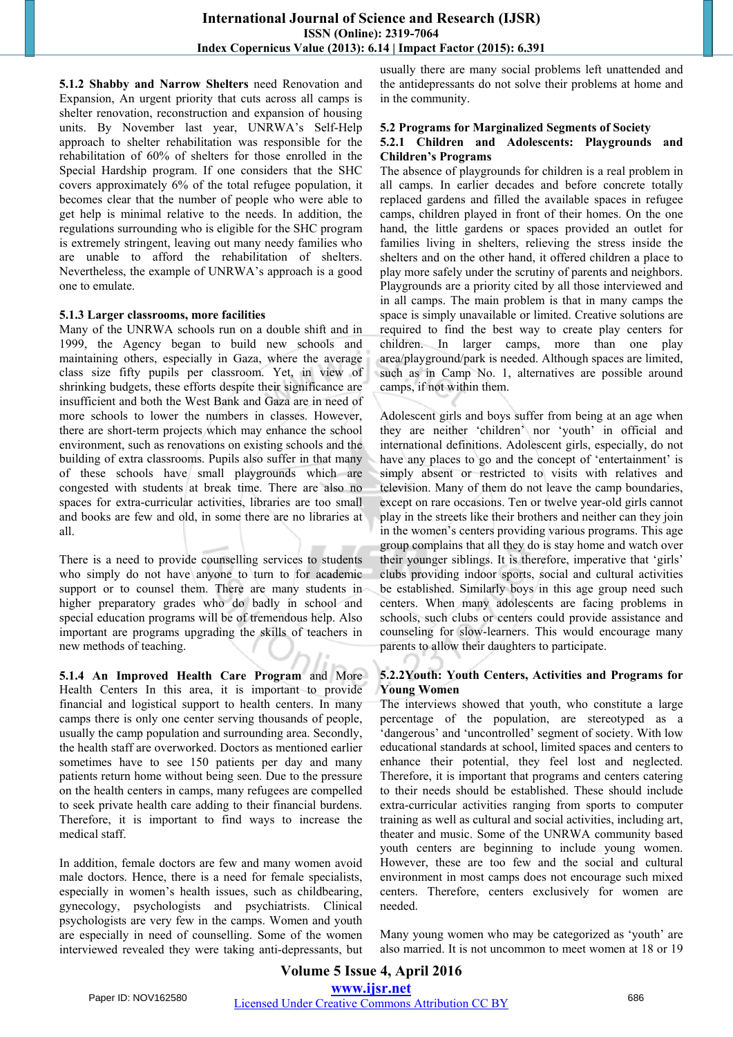**5.1.2 Shabby and Narrow Shelters** need Renovation and Expansion, An urgent priority that cuts across all camps is shelter renovation, reconstruction and expansion of housing units. By November last year, UNRWA's Self-Help approach to shelter rehabilitation was responsible for the rehabilitation of 60% of shelters for those enrolled in the Special Hardship program. If one considers that the SHC covers approximately 6% of the total refugee population, it becomes clear that the number of people who were able to get help is minimal relative to the needs. In addition, the regulations surrounding who is eligible for the SHC program is extremely stringent, leaving out many needy families who are unable to afford the rehabilitation of shelters. Nevertheless, the example of UNRWA's approach is a good one to emulate.

### 5.1.3 Larger classrooms, more facilities

Many of the UNRWA schools run on a double shift and in 1999, the Agency began to build new schools and maintaining others, especially in Gaza, where the average class size fifty pupils per classroom. Yet, in view of shrinking budgets, these efforts despite their significance are insufficient and both the West Bank and Gaza are in need of more schools to lower the numbers in classes. However, there are short-term projects which may enhance the school environment, such as renovations on existing schools and the building of extra classrooms. Pupils also suffer in that many of these schools have small playgrounds which are congested with students at break time. There are also no spaces for extra-curricular activities, libraries are too small and books are few and old, in some there are no libraries at all.

There is a need to provide counselling services to students who simply do not have anyone to turn to for academic support or to counsel them. There are many students in higher preparatory grades who do badly in school and special education programs will be of tremendous help. Also important are programs upgrading the skills of teachers in new methods of teaching.

**5.1.4 An Improved Health Care Program** and More Health Centers In this area, it is important to provide financial and logistical support to health centers. In many camps there is only one center serving thousands of people, usually the camp population and surrounding area. Secondly, the health staff are overworked. Doctors as mentioned earlier sometimes have to see 150 patients per day and many patients return home without being seen. Due to the pressure on the health centers in camps, many refugees are compelled to seek private health care adding to their financial burdens. Therefore, it is important to find ways to increase the medical staff.

In addition, female doctors are few and many women avoid male doctors. Hence, there is a need for female specialists, especially in women's health issues, such as childbearing, gynecology, psychologists and psychiatrists. Clinical psychologists are very few in the camps. Women and youth are especially in need of counselling. Some of the women interviewed revealed they were taking anti-depressants, but usually there are many social problems left unattended and the antidepressants do not solve their problems at home and in the community.

## 5.2 Programs for Marginalized Segments of Society

### 5.2.1 Children and Adolescents: Playgrounds and Children's Programs

The absence of playgrounds for children is a real problem in all camps. In earlier decades and before concrete totally replaced gardens and filled the available spaces in refugee camps, children played in front of their homes. On the one hand, the little gardens or spaces provided an outlet for families living in shelters, relieving the stress inside the shelters and on the other hand, it offered children a place to play more safely under the scrutiny of parents and neighbors. Playgrounds are a priority cited by all those interviewed and in all camps. The main problem is that in many camps the space is simply unavailable or limited. Creative solutions are required to find the best way to create play centers for children. In larger camps, more than one play area/playground/park is needed. Although spaces are limited, such as in Camp No. 1, alternatives are possible around camps, if not within them.

Adolescent girls and boys suffer from being at an age when they are neither 'children' nor 'youth' in official and international definitions. Adolescent girls, especially, do not have any places to go and the concept of 'entertainment' is simply absent or restricted to visits with relatives and television. Many of them do not leave the camp boundaries, except on rare occasions. Ten or twelve year-old girls cannot play in the streets like their brothers and neither can they join in the women's centers providing various programs. This age group complains that all they do is stay home and watch over their younger siblings. It is therefore, imperative that 'girls' clubs providing indoor sports, social and cultural activities be established. Similarly boys in this age group need such centers. When many adolescents are facing problems in schools, such clubs or centers could provide assistance and counseling for slow-learners. This would encourage many parents to allow their daughters to participate.

### 5.2.2Youth: Youth Centers, Activities and Programs for Young Women

The interviews showed that youth, who constitute a large percentage of the population, are stereotyped as a 'dangerous' and 'uncontrolled' segment of society. With low educational standards at school, limited spaces and centers to enhance their potential, they feel lost and neglected. Therefore, it is important that programs and centers catering to their needs should be established. These should include extra-curricular activities ranging from sports to computer training as well as cultural and social activities, including art, theater and music. Some of the UNRWA community based youth centers are beginning to include young women. However, these are too few and the social and cultural environment in most camps does not encourage such mixed centers. Therefore, centers exclusively for women are needed.

Many young women who may be categorized as 'youth' are also married. It is not uncommon to meet women at 18 or 19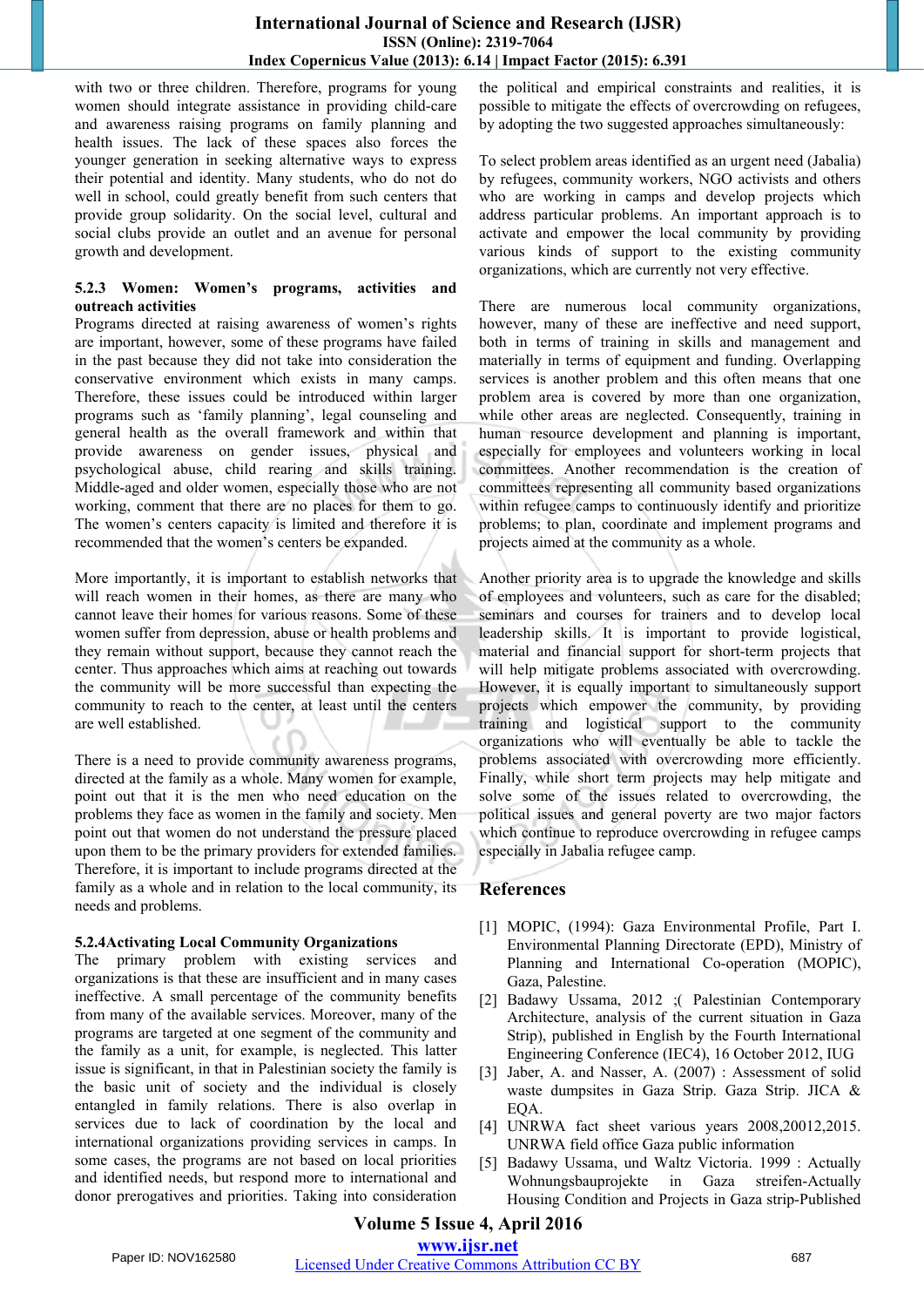with two or three children. Therefore, programs for young women should integrate assistance in providing child-care and awareness raising programs on family planning and health issues. The lack of these spaces also forces the younger generation in seeking alternative ways to express their potential and identity. Many students, who do not do well in school, could greatly benefit from such centers that provide group solidarity. On the social level, cultural and social clubs provide an outlet and an avenue for personal growth and development.

#### 5.2.3 Women: Women's programs, activities and outreach activities

Programs directed at raising awareness of women's rights are important, however, some of these programs have failed in the past because they did not take into consideration the conservative environment which exists in many camps. Therefore, these issues could be introduced within larger programs such as 'family planning', legal counseling and general health as the overall framework and within that provide awareness on gender issues, physical and psychological abuse, child rearing and skills training. Middle-aged and older women, especially those who are not working, comment that there are no places for them to go. The women's centers capacity is limited and therefore it is recommended that the women's centers be expanded.

More importantly, it is important to establish networks that will reach women in their homes, as there are many who cannot leave their homes for various reasons. Some of these women suffer from depression, abuse or health problems and they remain without support, because they cannot reach the center. Thus approaches which aims at reaching out towards the community will be more successful than expecting the community to reach to the center, at least until the centers are well established.

There is a need to provide community awareness programs, directed at the family as a whole. Many women for example, point out that it is the men who need education on the problems they face as women in the family and society. Men point out that women do not understand the pressure placed upon them to be the primary providers for extended families. Therefore, it is important to include programs directed at the family as a whole and in relation to the local community, its needs and problems.

#### 5.2.4 Activating Local Community Organizations

The primary problem with existing services and organizations is that these are insufficient and in many cases ineffective. A small percentage of the community benefits from many of the available services. Moreover, many of the programs are targeted at one segment of the community and the family as a unit, for example, is neglected. This latter issue is significant, in that in Palestinian society the family is the basic unit of society and the individual is closely entangled in family relations. There is also overlap in services due to lack of coordination by the local and international organizations providing services in camps. In some cases, the programs are not based on local priorities and identified needs, but respond more to international and donor prerogatives and priorities. Taking into consideration the political and empirical constraints and realities, it is possible to mitigate the effects of overcrowding on refugees, by adopting the two suggested approaches simultaneously:

To select problem areas identified as an urgent need (Jabalia) by refugees, community workers, NGO activists and others who are working in camps and develop projects which address particular problems. An important approach is to activate and empower the local community by providing various kinds of support to the existing community organizations, which are currently not very effective.

There are numerous local community organizations, however, many of these are ineffective and need support, both in terms of training in skills and management and materially in terms of equipment and funding. Overlapping services is another problem and this often means that one problem area is covered by more than one organization, while other areas are neglected. Consequently, training in human resource development and planning is important, especially for employees and volunteers working in local committees. Another recommendation is the creation of committees representing all community based organizations within refugee camps to continuously identify and prioritize problems; to plan, coordinate and implement programs and projects aimed at the community as a whole.

Another priority area is to upgrade the knowledge and skills of employees and volunteers, such as care for the disabled; seminars and courses for trainers and to develop local leadership skills. It is important to provide logistical, material and financial support for short-term projects that will help mitigate problems associated with overcrowding. However, it is equally important to simultaneously support projects which empower the community, by providing training and logistical support to the community organizations who will eventually be able to tackle the problems associated with overcrowding more efficiently. Finally, while short term projects may help mitigate and solve some of the issues related to overcrowding, the political issues and general poverty are two major factors which continue to reproduce overcrowding in refugee camps especially in Jabalia refugee camp.

## References

[1] MOPIC, (1994): Gaza Environmental Profile, Part I. Environmental Planning Directorate (EPD), Ministry of Planning and International Co-operation (MOPIC), Gaza, Palestine.

[2] Badawy Ussama, 2012 ;( Palestinian Contemporary Architecture, analysis of the current situation in Gaza Strip), published in English by the Fourth International Engineering Conference (IEC4), 16 October 2012, IUG

[3] Jaber, A. and Nasser, A. (2007) : Assessment of solid waste dumpsites in Gaza Strip. Gaza Strip. JICA & EQA.

[4] UNRWA fact sheet various years 2008,20012,2015. UNRWA field office Gaza public information

[5] Badawy Ussama, und Waltz Victoria. 1999 : Actually Wohnungsbauprojekte in Gaza streifen-Actually Housing Condition and Projects in Gaza strip-Published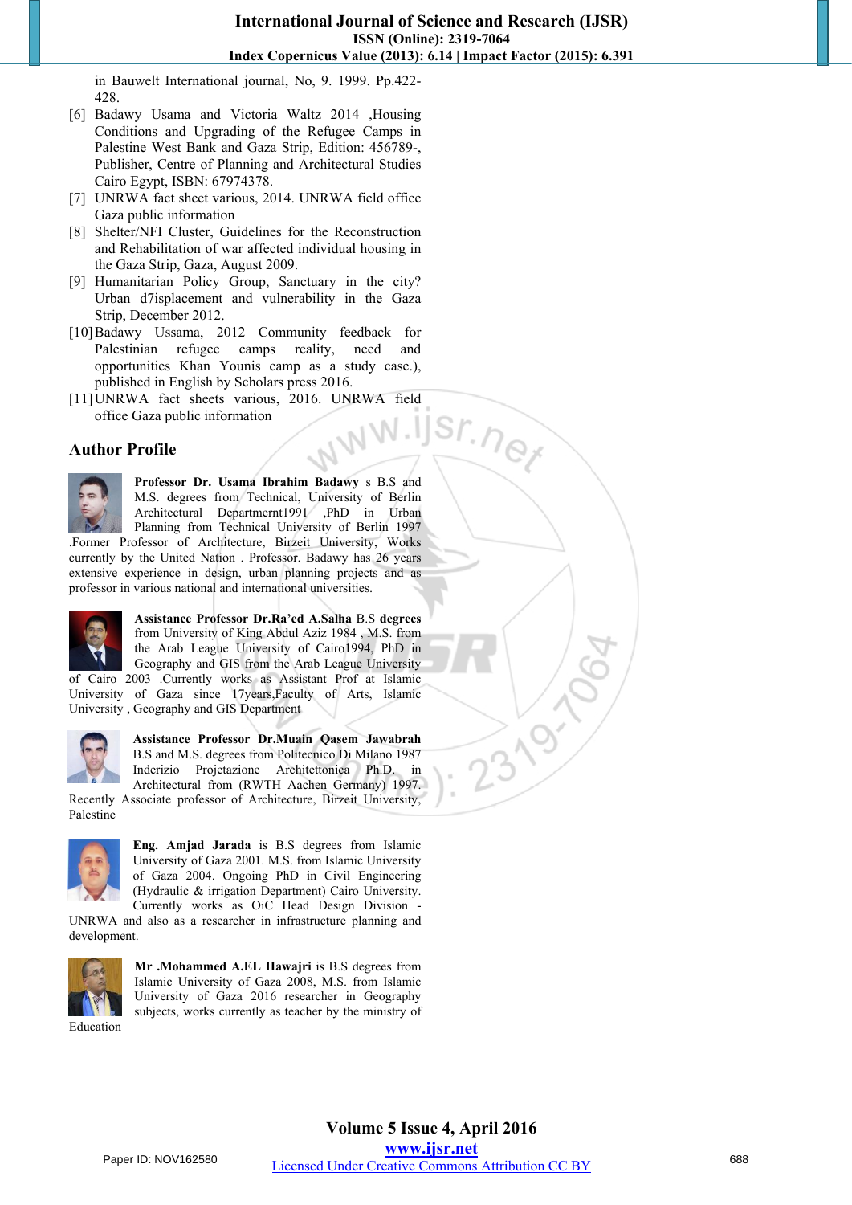in Bauwelt International journal, No, 9. 1999. Pp.422-428.

[6] Badawy Usama and Victoria Waltz 2014 ,Housing Conditions and Upgrading of the Refugee Camps in Palestine West Bank and Gaza Strip, Edition: 456789-, Publisher, Centre of Planning and Architectural Studies Cairo Egypt, ISBN: 67974378.

[7] UNRWA fact sheet various, 2014. UNRWA field office Gaza public information

[8] Shelter/NFI Cluster, Guidelines for the Reconstruction and Rehabilitation of war affected individual housing in the Gaza Strip, Gaza, August 2009.

[9] Humanitarian Policy Group, Sanctuary in the city? Urban d7isplacement and vulnerability in the Gaza Strip, December 2012.

[10] Badawy Ussama, 2012 Community feedback for Palestinian refugee camps reality, need and opportunities Khan Younis camp as a study case.), published in English by Scholars press 2016.

[11] UNRWA fact sheets various, 2016. UNRWA field office Gaza public information

## Author Profile

**Professor Dr. Usama Ibrahim Badawy** s B.S and M.S. degrees from Technical, University of Berlin Architectural Departmernt1991 ,PhD in Urban Planning from Technical University of Berlin 1997 .Former Professor of Architecture, Birzeit University, Works currently by the United Nation . Professor. Badawy has 26 years extensive experience in design, urban planning projects and as professor in various national and international universities.

**Assistance Professor Dr.Ra'ed A.Salha** B.S **degrees** from University of King Abdul Aziz 1984 , M.S. from the Arab League University of Cairo1994, PhD in Geography and GIS from the Arab League University of Cairo 2003 .Currently works as Assistant Prof at Islamic University of Gaza since 17years,Faculty of Arts, Islamic University , Geography and GIS Department

**Assistance Professor Dr.Muain Qasem Jawabrah** B.S and M.S. degrees from Politecnico Di Milano 1987 Inderizio Projetazione Architettonica Ph.D. in Architectural from (RWTH Aachen Germany) 1997. Recently Associate professor of Architecture, Birzeit University, Palestine

**Eng. Amjad Jarada** is B.S degrees from Islamic University of Gaza 2001. M.S. from Islamic University of Gaza 2004. Ongoing PhD in Civil Engineering (Hydraulic & irrigation Department) Cairo University. Currently works as OiC Head Design Division - UNRWA and also as a researcher in infrastructure planning and development.

**Mr .Mohammed A.EL Hawajri** is B.S degrees from Islamic University of Gaza 2008, M.S. from Islamic University of Gaza 2016 researcher in Geography subjects, works currently as teacher by the ministry of Education